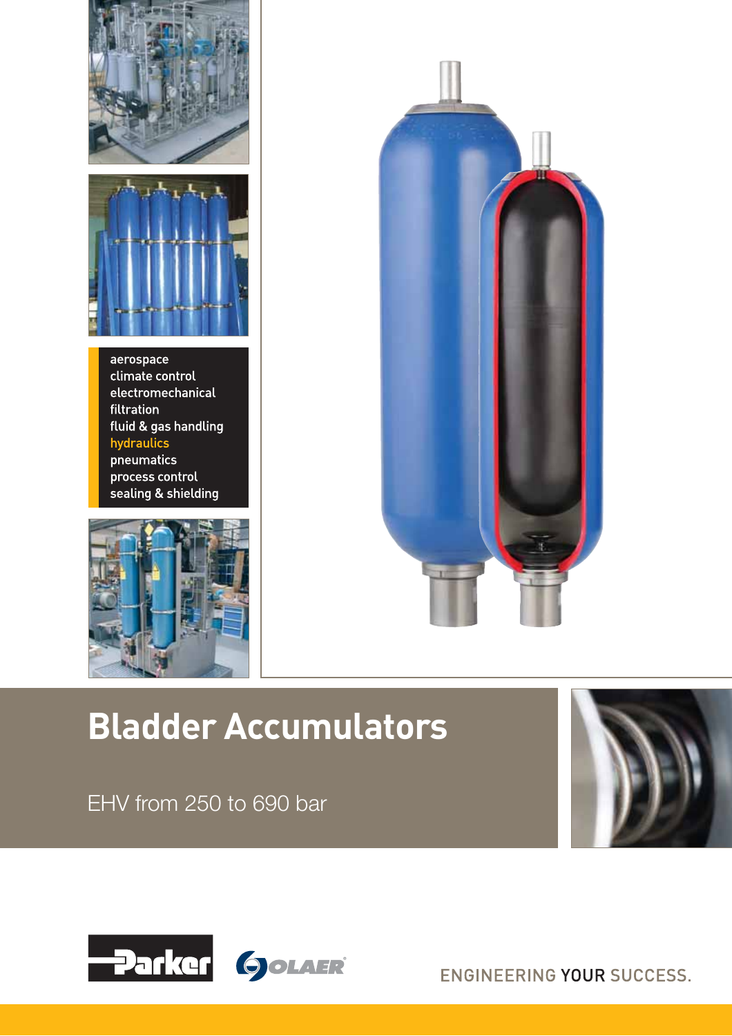aerospace
climate control
electromechanical
filtration
fluid & gas handling
hydraulics
pneumatics
process control
sealing & shielding

# Bladder Accumulators

EHV from 250 to 690 bar

Parker OLAER

ENGINEERING YOUR SUCCESS.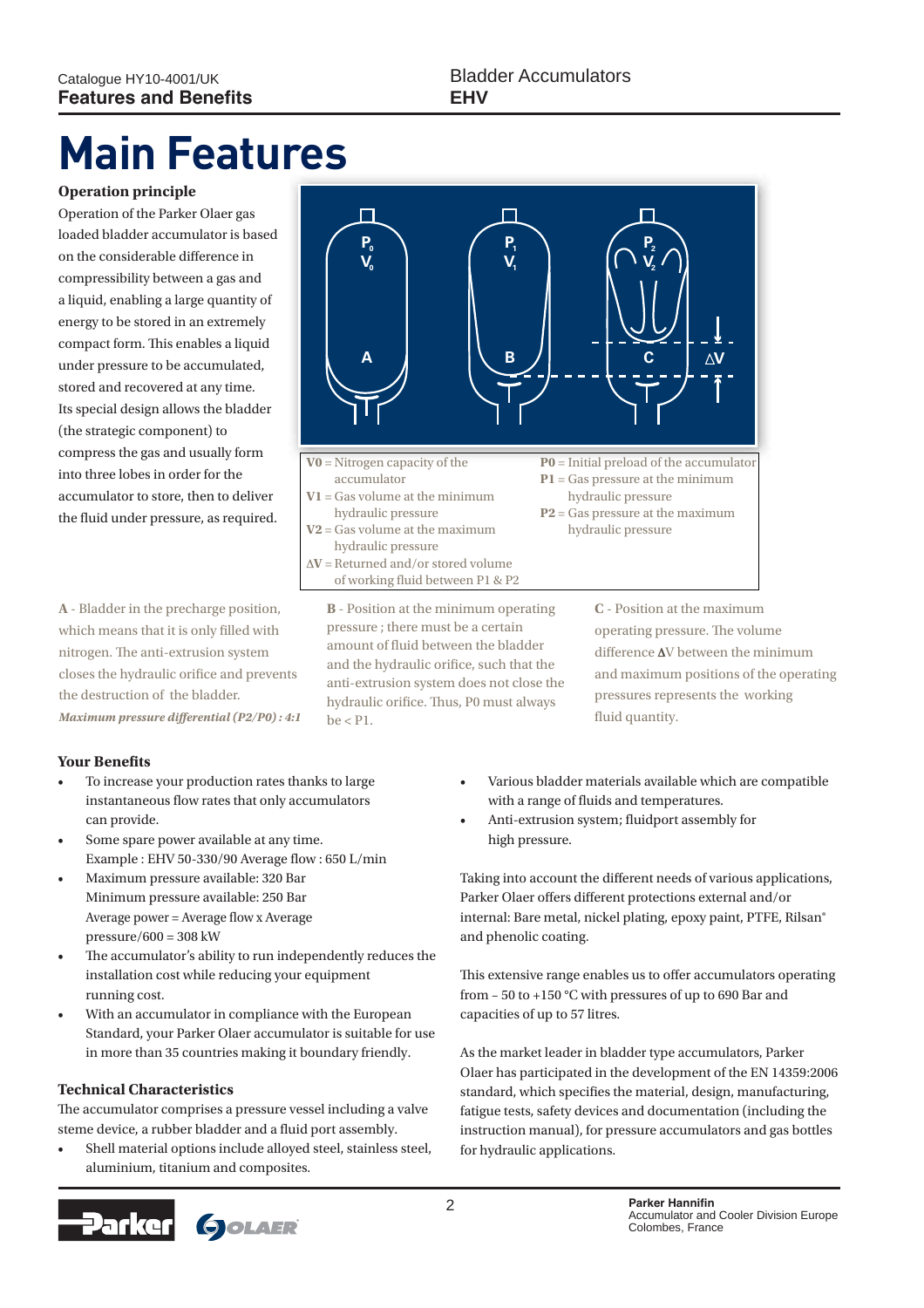# Main Features

**Operation principle**

Operation of the Parker Olaer gas loaded bladder accumulator is based on the considerable difference in compressibility between a gas and a liquid, enabling a large quantity of energy to be stored in an extremely compact form. This enables a liquid under pressure to be accumulated, stored and recovered at any time. Its special design allows the bladder (the strategic component) to compress the gas and usually form into three lobes in order for the accumulator to store, then to deliver the fluid under pressure, as required.

**V0** = Nitrogen capacity of the accumulator
**V1** = Gas volume at the minimum hydraulic pressure
**V2** = Gas volume at the maximum hydraulic pressure
**ΔV** = Returned and/or stored volume of working fluid between P1 & P2

**P0** = Initial preload of the accumulator
**P1** = Gas pressure at the minimum hydraulic pressure
**P2** = Gas pressure at the maximum hydraulic pressure

**A** - Bladder in the precharge position, which means that it is only filled with nitrogen. The anti-extrusion system closes the hydraulic orifice and prevents the destruction of the bladder.
***Maximum pressure differential (P2/P0) : 4:1***

**B** - Position at the minimum operating pressure ; there must be a certain amount of fluid between the bladder and the hydraulic orifice, such that the anti-extrusion system does not close the hydraulic orifice. Thus, P0 must always be < P1.

**C** - Position at the maximum operating pressure. The volume difference **Δ**V between the minimum and maximum positions of the operating pressures represents the working fluid quantity.

**Your Benefits**

- To increase your production rates thanks to large instantaneous flow rates that only accumulators can provide.
- Some spare power available at any time.
  Example : EHV 50-330/90 Average flow : 650 L/min
- Maximum pressure available: 320 Bar
  Minimum pressure available: 250 Bar
  Average power = Average flow x Average pressure/600 = 308 kW
- The accumulator's ability to run independently reduces the installation cost while reducing your equipment running cost.
- With an accumulator in compliance with the European Standard, your Parker Olaer accumulator is suitable for use in more than 35 countries making it boundary friendly.

**Technical Characteristics**

The accumulator comprises a pressure vessel including a valve steme device, a rubber bladder and a fluid port assembly.

- Shell material options include alloyed steel, stainless steel, aluminium, titanium and composites.
- Various bladder materials available which are compatible with a range of fluids and temperatures.
- Anti-extrusion system; fluidport assembly for high pressure.

Taking into account the different needs of various applications, Parker Olaer offers different protections external and/or internal: Bare metal, nickel plating, epoxy paint, PTFE, Rilsan® and phenolic coating.

This extensive range enables us to offer accumulators operating from – 50 to +150 °C with pressures of up to 690 Bar and capacities of up to 57 litres.

As the market leader in bladder type accumulators, Parker Olaer has participated in the development of the EN 14359:2006 standard, which specifies the material, design, manufacturing, fatigue tests, safety devices and documentation (including the instruction manual), for pressure accumulators and gas bottles for hydraulic applications.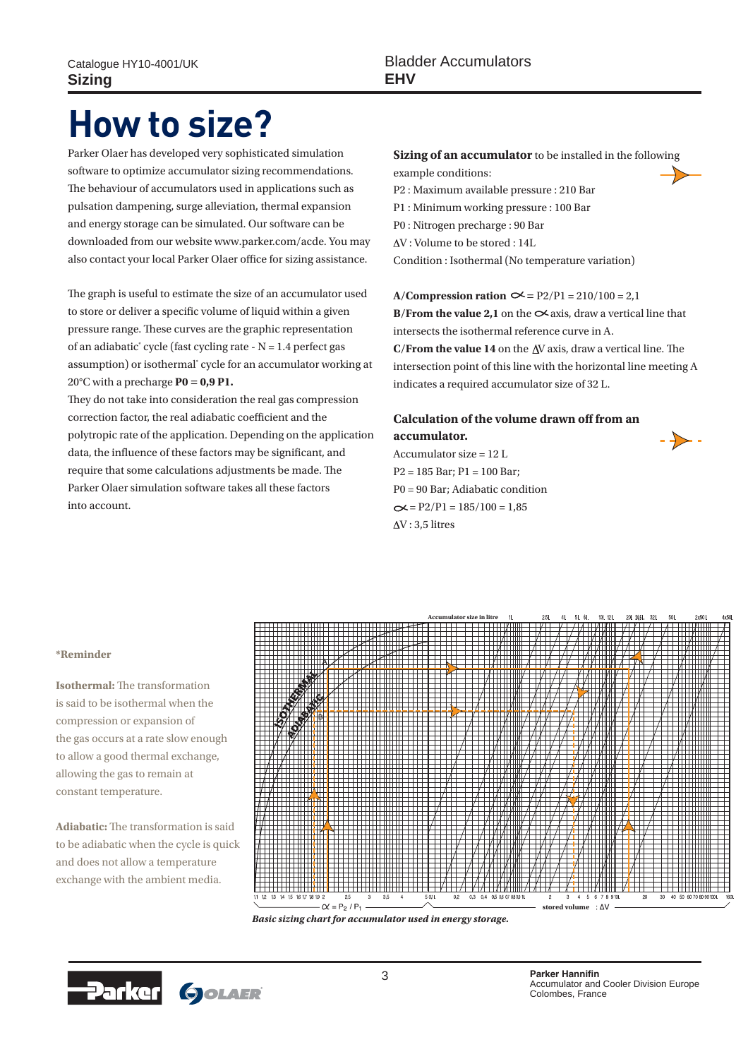# How to size?

Parker Olaer has developed very sophisticated simulation software to optimize accumulator sizing recommendations. The behaviour of accumulators used in applications such as pulsation dampening, surge alleviation, thermal expansion and energy storage can be simulated. Our software can be downloaded from our website www.parker.com/acde. You may also contact your local Parker Olaer office for sizing assistance.

The graph is useful to estimate the size of an accumulator used to store or deliver a specific volume of liquid within a given pressure range. These curves are the graphic representation of an adiabatic* cycle (fast cycling rate - N = 1.4 perfect gas assumption) or isothermal* cycle for an accumulator working at 20°C with a precharge **P0 = 0,9 P1.**

They do not take into consideration the real gas compression correction factor, the real adiabatic coefficient and the polytropic rate of the application. Depending on the application data, the influence of these factors may be significant, and require that some calculations adjustments be made. The Parker Olaer simulation software takes all these factors into account.

**Sizing of an accumulator** to be installed in the following example conditions:

P2 : Maximum available pressure : 210 Bar
P1 : Minimum working pressure : 100 Bar
P0 : Nitrogen precharge : 90 Bar
ΔV : Volume to be stored : 14L
Condition : Isothermal (No temperature variation)

**A/Compression ration** $\alpha$ = P2/P1 = 210/100 = 2,1
**B/From the value 2,1** on the $\alpha$ axis, draw a vertical line that intersects the isothermal reference curve in A.
**C/From the value 14** on the ΔV axis, draw a vertical line. The intersection point of this line with the horizontal line meeting A indicates a required accumulator size of 32 L.

### Calculation of the volume drawn off from an accumulator.

Accumulator size = 12 L
P2 = 185 Bar; P1 = 100 Bar;
P0 = 90 Bar; Adiabatic condition
$\alpha$ = P2/P1 = 185/100 = 1,85
ΔV : 3,5 litres

**\*Reminder**

**Isothermal:** The transformation is said to be isothermal when the compression or expansion of the gas occurs at a rate slow enough to allow a good thermal exchange, allowing the gas to remain at constant temperature.

**Adiabatic:** The transformation is said to be adiabatic when the cycle is quick and does not allow a temperature exchange with the ambient media.

*Basic sizing chart for accumulator used in energy storage.*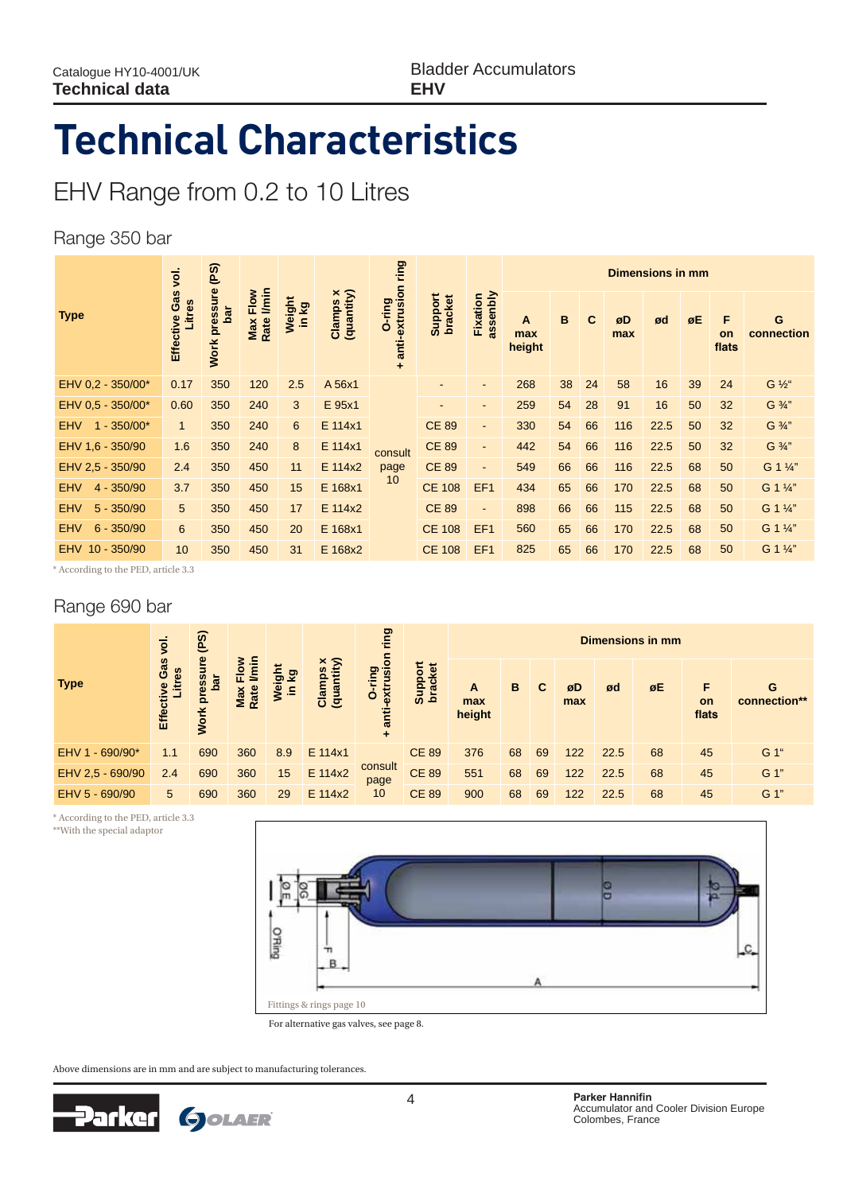# Technical Characteristics

## EHV Range from 0.2 to 10 Litres

### Range 350 bar

| Type | Effective Gas vol. Litres | Work pressure (PS) bar | Max Flow Rate l/min | Weight in kg | Clamps x (quantity) | O-ring + anti-extrusion ring | Support bracket | Fixation assenbly | Dimensions in mm | | | | | | | |
|---|---|---|---|---|---|---|---|---|---|---|---|---|---|---|---|---|
| | | | | | | | | | A max height | B | C | øD max | ød | øE | F on flats | G connection |
| EHV 0,2 - 350/00* | 0.17 | 350 | 120 | 2.5 | A 56x1 | consult page 10 | - | - | 268 | 38 | 24 | 58 | 16 | 39 | 24 | G ½" |
| EHV 0,5 - 350/00* | 0.60 | 350 | 240 | 3 | E 95x1 | | - | - | 259 | 54 | 28 | 91 | 16 | 50 | 32 | G ¾" |
| EHV 1 - 350/00* | 1 | 350 | 240 | 6 | E 114x1 | | CE 89 | - | 330 | 54 | 66 | 116 | 22.5 | 50 | 32 | G ¾" |
| EHV 1,6 - 350/90 | 1.6 | 350 | 240 | 8 | E 114x1 | | CE 89 | - | 442 | 54 | 66 | 116 | 22.5 | 50 | 32 | G ¾" |
| EHV 2,5 - 350/90 | 2.4 | 350 | 450 | 11 | E 114x2 | | CE 89 | - | 549 | 66 | 66 | 116 | 22.5 | 68 | 50 | G 1 ¼" |
| EHV 4 - 350/90 | 3.7 | 350 | 450 | 15 | E 168x1 | | CE 108 | EF1 | 434 | 65 | 66 | 170 | 22.5 | 68 | 50 | G 1 ¼" |
| EHV 5 - 350/90 | 5 | 350 | 450 | 17 | E 114x2 | | CE 89 | - | 898 | 66 | 66 | 115 | 22.5 | 68 | 50 | G 1 ¼" |
| EHV 6 - 350/90 | 6 | 350 | 450 | 20 | E 168x1 | | CE 108 | EF1 | 560 | 65 | 66 | 170 | 22.5 | 68 | 50 | G 1 ¼" |
| EHV 10 - 350/90 | 10 | 350 | 450 | 31 | E 168x2 | | CE 108 | EF1 | 825 | 65 | 66 | 170 | 22.5 | 68 | 50 | G 1 ¼" |

\* According to the PED, article 3.3

### Range 690 bar

| Type | Effective Gas vol. Litres | Work pressure (PS) bar | Max Flow Rate l/min | Weight in kg | Clamps x (quantity) | O-ring + anti-extrusion ring | Support bracket | Dimensions in mm | | | | | | | |
|---|---|---|---|---|---|---|---|---|---|---|---|---|---|---|---|
| | | | | | | | | A max height | B | C | øD max | ød | øE | F on flats | G connection** |
| EHV 1 - 690/90* | 1.1 | 690 | 360 | 8.9 | E 114x1 | consult page 10 | CE 89 | 376 | 68 | 69 | 122 | 22.5 | 68 | 45 | G 1" |
| EHV 2,5 - 690/90 | 2.4 | 690 | 360 | 15 | E 114x2 | | CE 89 | 551 | 68 | 69 | 122 | 22.5 | 68 | 45 | G 1" |
| EHV 5 - 690/90 | 5 | 690 | 360 | 29 | E 114x2 | | CE 89 | 900 | 68 | 69 | 122 | 22.5 | 68 | 45 | G 1" |

\* According to the PED, article 3.3
\*\*With the special adaptor

Fittings & rings page 10

For alternative gas valves, see page 8.

Above dimensions are in mm and are subject to manufacturing tolerances.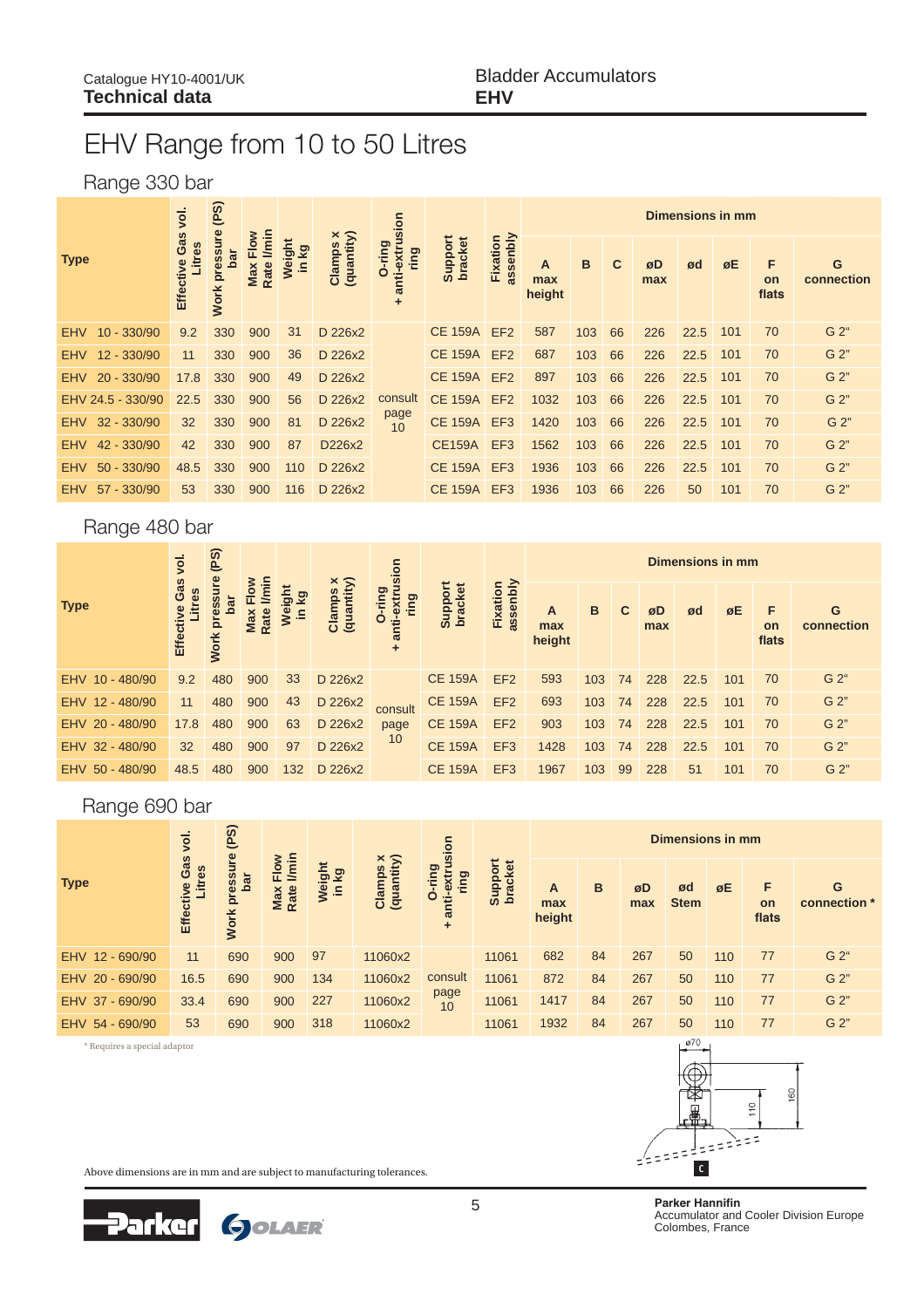Catalogue HY10-4001/UK
**Technical data**

Bladder Accumulators
**EHV**

# EHV Range from 10 to 50 Litres

## Range 330 bar

| Type | Effective Gas vol. Litres | Work pressure (PS) bar | Max Flow Rate l/min | Weight in kg | Clamps x (quantity) | O-ring + anti-extrusion ring | Support bracket | Fixation assenbly | Dimensions in mm | | | | | | | |
|---|---|---|---|---|---|---|---|---|---|---|---|---|---|---|---|---|
| | | | | | | | | | A max height | B | C | øD max | ød | øE | F on flats | G connection |
| EHV 10 - 330/90 | 9.2 | 330 | 900 | 31 | D 226x2 | consult page 10 | CE 159A | EF2 | 587 | 103 | 66 | 226 | 22.5 | 101 | 70 | G 2" |
| EHV 12 - 330/90 | 11 | 330 | 900 | 36 | D 226x2 | | CE 159A | EF2 | 687 | 103 | 66 | 226 | 22.5 | 101 | 70 | G 2" |
| EHV 20 - 330/90 | 17.8 | 330 | 900 | 49 | D 226x2 | | CE 159A | EF2 | 897 | 103 | 66 | 226 | 22.5 | 101 | 70 | G 2" |
| EHV 24.5 - 330/90 | 22.5 | 330 | 900 | 56 | D 226x2 | | CE 159A | EF2 | 1032 | 103 | 66 | 226 | 22.5 | 101 | 70 | G 2" |
| EHV 32 - 330/90 | 32 | 330 | 900 | 81 | D 226x2 | | CE 159A | EF3 | 1420 | 103 | 66 | 226 | 22.5 | 101 | 70 | G 2" |
| EHV 42 - 330/90 | 42 | 330 | 900 | 87 | D226x2 | | CE159A | EF3 | 1562 | 103 | 66 | 226 | 22.5 | 101 | 70 | G 2" |
| EHV 50 - 330/90 | 48.5 | 330 | 900 | 110 | D 226x2 | | CE 159A | EF3 | 1936 | 103 | 66 | 226 | 22.5 | 101 | 70 | G 2" |
| EHV 57 - 330/90 | 53 | 330 | 900 | 116 | D 226x2 | | CE 159A | EF3 | 1936 | 103 | 66 | 226 | 50 | 101 | 70 | G 2" |

## Range 480 bar

| Type | Effective Gas vol. Litres | Work pressure (PS) bar | Max Flow Rate l/min | Weight in kg | Clamps x (quantity) | O-ring + anti-extrusion ring | Support bracket | Fixation assenbly | Dimensions in mm | | | | | | | |
|---|---|---|---|---|---|---|---|---|---|---|---|---|---|---|---|---|
| | | | | | | | | | A max height | B | C | øD max | ød | øE | F on flats | G connection |
| EHV 10 - 480/90 | 9.2 | 480 | 900 | 33 | D 226x2 | consult page 10 | CE 159A | EF2 | 593 | 103 | 74 | 228 | 22.5 | 101 | 70 | G 2" |
| EHV 12 - 480/90 | 11 | 480 | 900 | 43 | D 226x2 | | CE 159A | EF2 | 693 | 103 | 74 | 228 | 22.5 | 101 | 70 | G 2" |
| EHV 20 - 480/90 | 17.8 | 480 | 900 | 63 | D 226x2 | | CE 159A | EF2 | 903 | 103 | 74 | 228 | 22.5 | 101 | 70 | G 2" |
| EHV 32 - 480/90 | 32 | 480 | 900 | 97 | D 226x2 | | CE 159A | EF3 | 1428 | 103 | 74 | 228 | 22.5 | 101 | 70 | G 2" |
| EHV 50 - 480/90 | 48.5 | 480 | 900 | 132 | D 226x2 | | CE 159A | EF3 | 1967 | 103 | 99 | 228 | 51 | 101 | 70 | G 2" |

## Range 690 bar

| Type | Effective Gas vol. Litres | Work pressure (PS) bar | Max Flow Rate l/min | Weight in kg | Clamps x (quantity) | O-ring + anti-extrusion ring | Support bracket | Dimensions in mm | | | | | | |
|---|---|---|---|---|---|---|---|---|---|---|---|---|---|---|
| | | | | | | | | A max height | B | øD max | ød Stem | øE | F on flats | G connection * |
| EHV 12 - 690/90 | 11 | 690 | 900 | 97 | 11060x2 | consult page 10 | 11061 | 682 | 84 | 267 | 50 | 110 | 77 | G 2" |
| EHV 20 - 690/90 | 16.5 | 690 | 900 | 134 | 11060x2 | | 11061 | 872 | 84 | 267 | 50 | 110 | 77 | G 2" |
| EHV 37 - 690/90 | 33.4 | 690 | 900 | 227 | 11060x2 | | 11061 | 1417 | 84 | 267 | 50 | 110 | 77 | G 2" |
| EHV 54 - 690/90 | 53 | 690 | 900 | 318 | 11060x2 | | 11061 | 1932 | 84 | 267 | 50 | 110 | 77 | G 2" |

\* Requires a special adaptor

ø70

110

160

C

Above dimensions are in mm and are subject to manufacturing tolerances.

Parker Hannifin
Accumulator and Cooler Division Europe
Colombes, France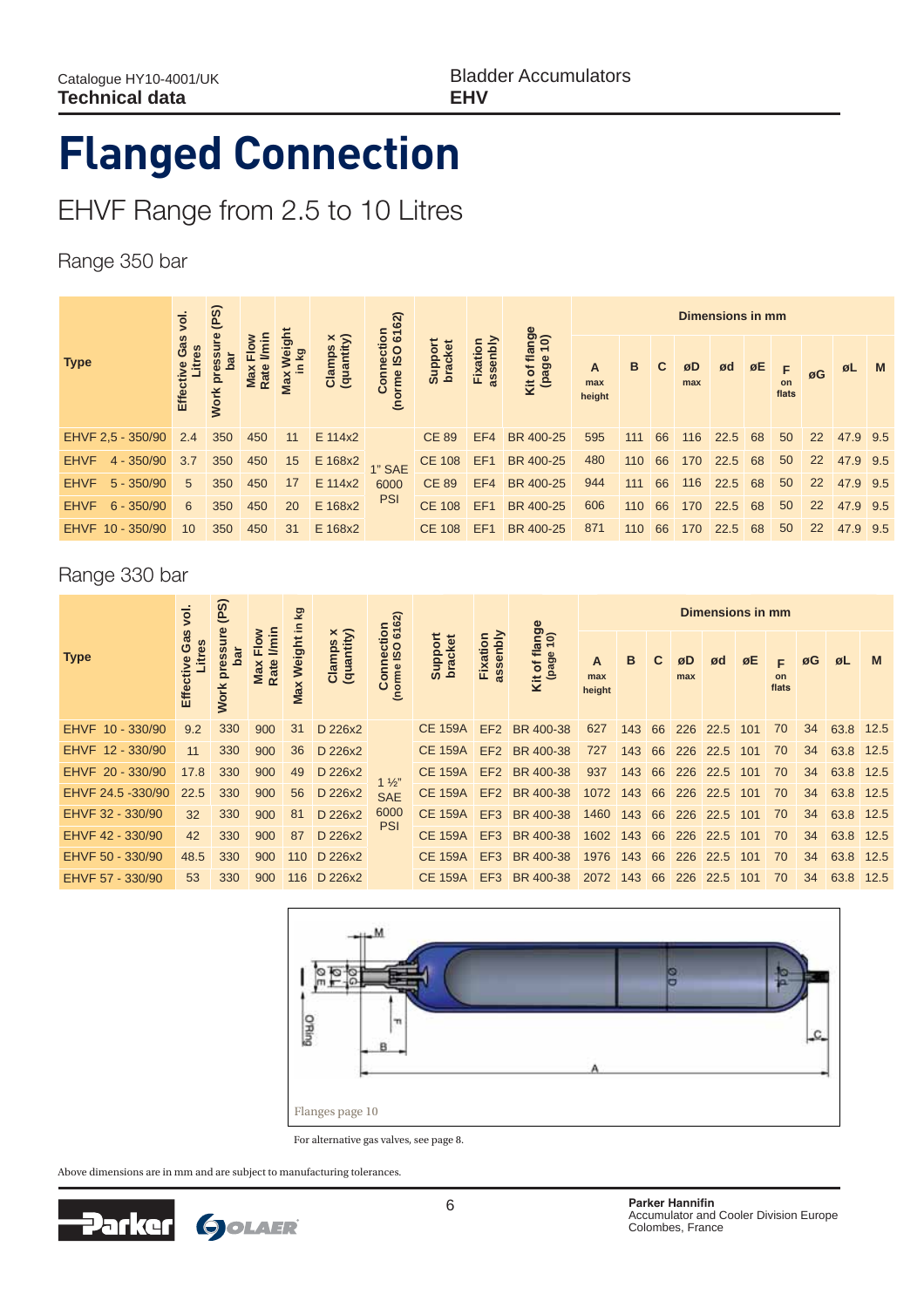# Flanged Connection

## EHVF Range from 2.5 to 10 Litres

### Range 350 bar

| Type | Effective Gas vol. Litres | Work pressure (PS) bar | Max Flow Rate l/min | Max Weight in kg | Clamps x (quantity) | Connection (norme ISO 6162) | Support bracket | Fixation assenbly | Kit of flange (page 10) | Dimensions in mm | | | | | | | | | |
|---|---|---|---|---|---|---|---|---|---|---|---|---|---|---|---|---|---|---|---|
| | | | | | | | | | | A max height | B | C | øD max | ød | øE | F on flats | øG | øL | M |
| EHVF 2,5 - 350/90 | 2.4 | 350 | 450 | 11 | E 114x2 | 1" SAE 6000 PSI | CE 89 | EF4 | BR 400-25 | 595 | 111 | 66 | 116 | 22.5 | 68 | 50 | 22 | 47.9 | 9.5 |
| EHVF 4 - 350/90 | 3.7 | 350 | 450 | 15 | E 168x2 | | CE 108 | EF1 | BR 400-25 | 480 | 110 | 66 | 170 | 22.5 | 68 | 50 | 22 | 47.9 | 9.5 |
| EHVF 5 - 350/90 | 5 | 350 | 450 | 17 | E 114x2 | | CE 89 | EF4 | BR 400-25 | 944 | 111 | 66 | 116 | 22.5 | 68 | 50 | 22 | 47.9 | 9.5 |
| EHVF 6 - 350/90 | 6 | 350 | 450 | 20 | E 168x2 | | CE 108 | EF1 | BR 400-25 | 606 | 110 | 66 | 170 | 22.5 | 68 | 50 | 22 | 47.9 | 9.5 |
| EHVF 10 - 350/90 | 10 | 350 | 450 | 31 | E 168x2 | | CE 108 | EF1 | BR 400-25 | 871 | 110 | 66 | 170 | 22.5 | 68 | 50 | 22 | 47.9 | 9.5 |

### Range 330 bar

| Type | Effective Gas vol. Litres | Work pressure (PS) bar | Max Flow Rate l/min | Max Weight in kg | Clamps x (quantity) | Connection (norme ISO 6162) | Support bracket | Fixation assenbly | Kit of flange (page 10) | Dimensions in mm | | | | | | | | | |
|---|---|---|---|---|---|---|---|---|---|---|---|---|---|---|---|---|---|---|---|
| | | | | | | | | | | A max height | B | C | øD max | ød | øE | F on flats | øG | øL | M |
| EHVF 10 - 330/90 | 9.2 | 330 | 900 | 31 | D 226x2 | 1 ½" SAE 6000 PSI | CE 159A | EF2 | BR 400-38 | 627 | 143 | 66 | 226 | 22.5 | 101 | 70 | 34 | 63.8 | 12.5 |
| EHVF 12 - 330/90 | 11 | 330 | 900 | 36 | D 226x2 | | CE 159A | EF2 | BR 400-38 | 727 | 143 | 66 | 226 | 22.5 | 101 | 70 | 34 | 63.8 | 12.5 |
| EHVF 20 - 330/90 | 17.8 | 330 | 900 | 49 | D 226x2 | | CE 159A | EF2 | BR 400-38 | 937 | 143 | 66 | 226 | 22.5 | 101 | 70 | 34 | 63.8 | 12.5 |
| EHVF 24.5 -330/90 | 22.5 | 330 | 900 | 56 | D 226x2 | | CE 159A | EF2 | BR 400-38 | 1072 | 143 | 66 | 226 | 22.5 | 101 | 70 | 34 | 63.8 | 12.5 |
| EHVF 32 - 330/90 | 32 | 330 | 900 | 81 | D 226x2 | | CE 159A | EF3 | BR 400-38 | 1460 | 143 | 66 | 226 | 22.5 | 101 | 70 | 34 | 63.8 | 12.5 |
| EHVF 42 - 330/90 | 42 | 330 | 900 | 87 | D 226x2 | | CE 159A | EF3 | BR 400-38 | 1602 | 143 | 66 | 226 | 22.5 | 101 | 70 | 34 | 63.8 | 12.5 |
| EHVF 50 - 330/90 | 48.5 | 330 | 900 | 110 | D 226x2 | | CE 159A | EF3 | BR 400-38 | 1976 | 143 | 66 | 226 | 22.5 | 101 | 70 | 34 | 63.8 | 12.5 |
| EHVF 57 - 330/90 | 53 | 330 | 900 | 116 | D 226x2 | | CE 159A | EF3 | BR 400-38 | 2072 | 143 | 66 | 226 | 22.5 | 101 | 70 | 34 | 63.8 | 12.5 |

Flanges page 10

For alternative gas valves, see page 8.

Above dimensions are in mm and are subject to manufacturing tolerances.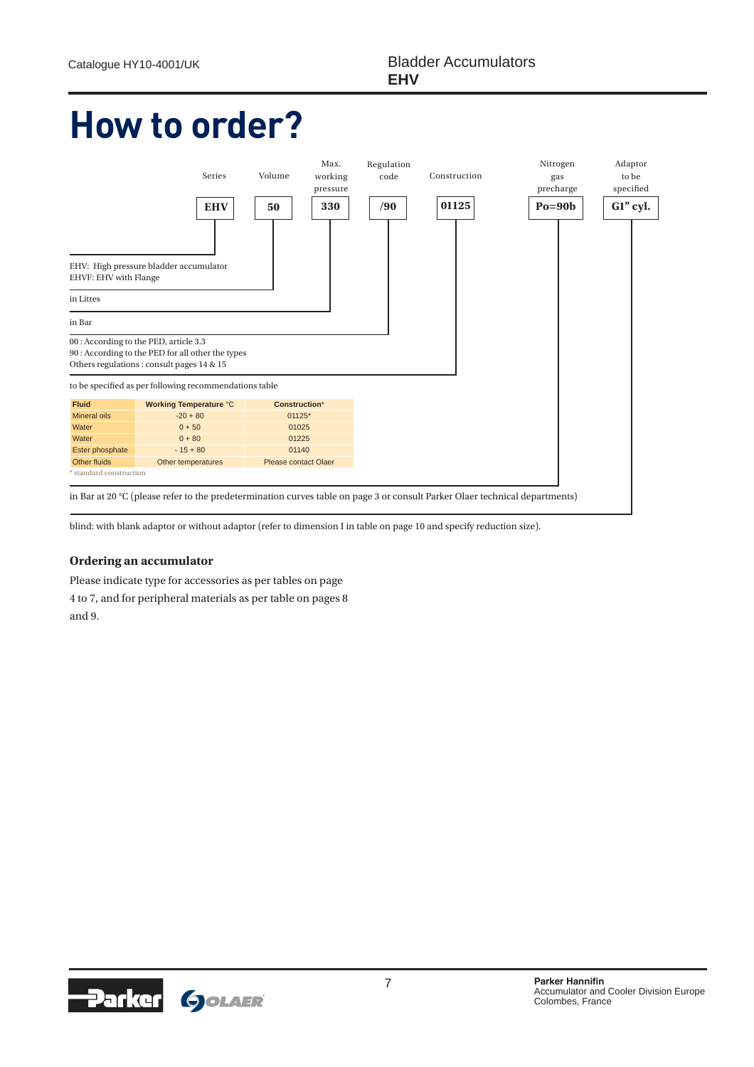# How to order?

| Series | Volume | Max. working pressure | Regulation code | Construction | Nitrogen gas precharge | Adaptor to be specified |
|---|---|---|---|---|---|---|
| **EHV** | **50** | **330** | **/90** | **01125** | **Po=90b** | **G1" cyl.** |

**Series**
EHV: High pressure bladder accumulator
EHVF: EHV with Flange

**Volume**
in Litres

**Max. working pressure**
in Bar

**Regulation code**
00 : According to the PED, article 3.3
90 : According to the PED for all other the types
Others regulations : consult pages 14 & 15

**Construction**
to be specified as per following recommendations table

| Fluid | Working Temperature °C | Construction* |
|---|---|---|
| Mineral oils | -20 + 80 | 01125* |
| Water | 0 + 50 | 01025 |
| Water | 0 + 80 | 01225 |
| Ester phosphate | - 15 + 80 | 01140 |
| Other fluids | Other temperatures | Please contact Olaer |

\* standard construction

**Nitrogen gas precharge**
in Bar at 20 °C (please refer to the predetermination curves table on page 3 or consult Parker Olaer technical departments)

**Adaptor to be specified**
blind: with blank adaptor or without adaptor (refer to dimension I in table on page 10 and specify reduction size).

### Ordering an accumulator

Please indicate type for accessories as per tables on page 4 to 7, and for peripheral materials as per table on pages 8 and 9.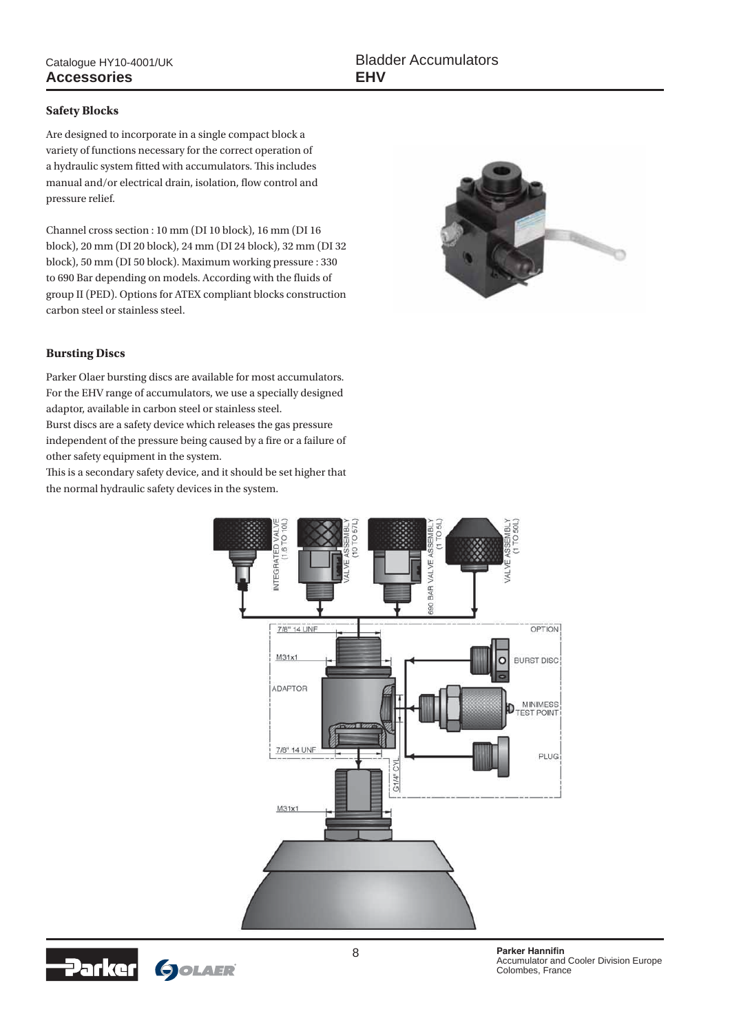## Safety Blocks

Are designed to incorporate in a single compact block a variety of functions necessary for the correct operation of a hydraulic system fitted with accumulators. This includes manual and/or electrical drain, isolation, flow control and pressure relief.

Channel cross section : 10 mm (DI 10 block), 16 mm (DI 16 block), 20 mm (DI 20 block), 24 mm (DI 24 block), 32 mm (DI 32 block), 50 mm (DI 50 block). Maximum working pressure : 330 to 690 Bar depending on models. According with the fluids of group II (PED). Options for ATEX compliant blocks construction carbon steel or stainless steel.

## Bursting Discs

Parker Olaer bursting discs are available for most accumulators. For the EHV range of accumulators, we use a specially designed adaptor, available in carbon steel or stainless steel.
Burst discs are a safety device which releases the gas pressure independent of the pressure being caused by a fire or a failure of other safety equipment in the system.
This is a secondary safety device, and it should be set higher that the normal hydraulic safety devices in the system.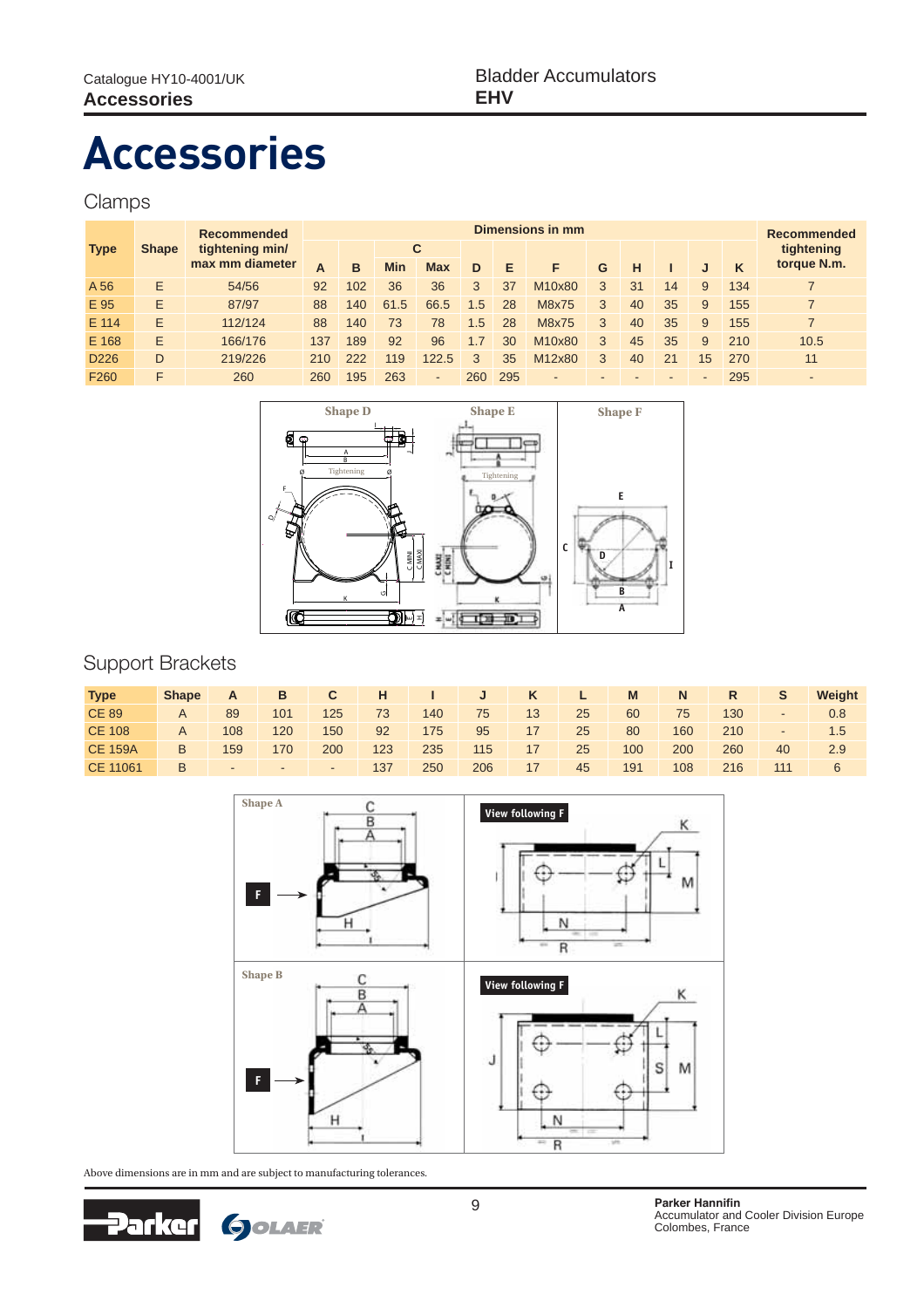# Accessories

## Clamps

| Type | Shape | Recommended tightening min/ max mm diameter | Dimensions in mm | | | | | | | | | | | | | Recommended tightening torque N.m. |
|---|---|---|---|---|---|---|---|---|---|---|---|---|---|---|---|---|
| | | | A | B | C Min | C Max | D | E | F | G | H | I | J | K | | |
| A 56 | E | 54/56 | 92 | 102 | 36 | 36 | 3 | 37 | M10x80 | 3 | 31 | 14 | 9 | 134 | | 7 |
| E 95 | E | 87/97 | 88 | 140 | 61.5 | 66.5 | 1.5 | 28 | M8x75 | 3 | 40 | 35 | 9 | 155 | | 7 |
| E 114 | E | 112/124 | 88 | 140 | 73 | 78 | 1.5 | 28 | M8x75 | 3 | 40 | 35 | 9 | 155 | | 7 |
| E 168 | E | 166/176 | 137 | 189 | 92 | 96 | 1.7 | 30 | M10x80 | 3 | 45 | 35 | 9 | 210 | | 10.5 |
| D226 | D | 219/226 | 210 | 222 | 119 | 122.5 | 3 | 35 | M12x80 | 3 | 40 | 21 | 15 | 270 | | 11 |
| F260 | F | 260 | 260 | 195 | 263 | - | 260 | 295 | - | - | - | - | - | 295 | | - |

## Support Brackets

| Type | Shape | A | B | C | H | I | J | K | L | M | N | R | S | Weight |
|---|---|---|---|---|---|---|---|---|---|---|---|---|---|---|
| CE 89 | A | 89 | 101 | 125 | 73 | 140 | 75 | 13 | 25 | 60 | 75 | 130 | - | 0.8 |
| CE 108 | A | 108 | 120 | 150 | 92 | 175 | 95 | 17 | 25 | 80 | 160 | 210 | - | 1.5 |
| CE 159A | B | 159 | 170 | 200 | 123 | 235 | 115 | 17 | 25 | 100 | 200 | 260 | 40 | 2.9 |
| CE 11061 | B | - | - | - | 137 | 250 | 206 | 17 | 45 | 191 | 108 | 216 | 111 | 6 |

Above dimensions are in mm and are subject to manufacturing tolerances.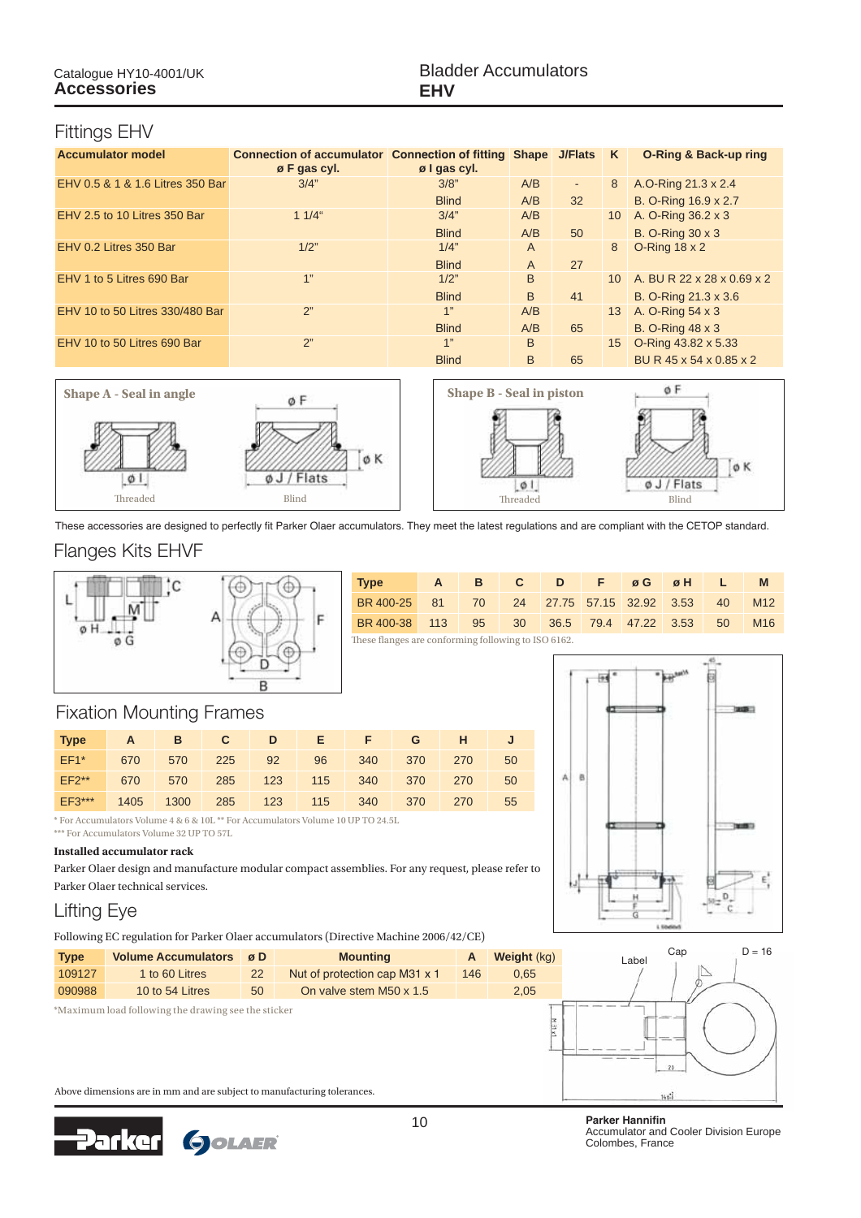## Fittings EHV

| Accumulator model | Connection of accumulator ø F gas cyl. | Connection of fitting ø I gas cyl. | Shape | J/Flats | K | O-Ring & Back-up ring |
|---|---|---|---|---|---|---|
| EHV 0.5 & 1 & 1.6 Litres 350 Bar | 3/4" | 3/8" | A/B | - | 8 | A.O-Ring 21.3 x 2.4 |
| | | Blind | A/B | 32 | | B. O-Ring 16.9 x 2.7 |
| EHV 2.5 to 10 Litres 350 Bar | 1 1/4" | 3/4" | A/B | | 10 | A. O-Ring 36.2 x 3 |
| | | Blind | A/B | 50 | | B. O-Ring 30 x 3 |
| EHV 0.2 Litres 350 Bar | 1/2" | 1/4" | A | | 8 | O-Ring 18 x 2 |
| | | Blind | A | 27 | | |
| EHV 1 to 5 Litres 690 Bar | 1" | 1/2" | B | | 10 | A. BU R 22 x 28 x 0.69 x 2 |
| | | Blind | B | 41 | | B. O-Ring 21.3 x 3.6 |
| EHV 10 to 50 Litres 330/480 Bar | 2" | 1" | A/B | | 13 | A. O-Ring 54 x 3 |
| | | Blind | A/B | 65 | | B. O-Ring 48 x 3 |
| EHV 10 to 50 Litres 690 Bar | 2" | 1" | B | | 15 | O-Ring 43.82 x 5.33 |
| | | Blind | B | 65 | | BU R 45 x 54 x 0.85 x 2 |

Shape A - Seal in angle — øF, øI, øJ / Flats, øK — Threaded, Blind

Shape B - Seal in piston — øF, øI, øJ / Flats, øK — Threaded, Blind

These accessories are designed to perfectly fit Parker Olaer accumulators. They meet the latest regulations and are compliant with the CETOP standard.

## Flanges Kits EHVF

| Type | A | B | C | D | F | ø G | ø H | L | M |
|---|---|---|---|---|---|---|---|---|---|
| BR 400-25 | 81 | 70 | 24 | 27.75 | 57.15 | 32.92 | 3.53 | 40 | M12 |
| BR 400-38 | 113 | 95 | 30 | 36.5 | 79.4 | 47.22 | 3.53 | 50 | M16 |

These flanges are conforming following to ISO 6162.

## Fixation Mounting Frames

| Type | A | B | C | D | E | F | G | H | J |
|---|---|---|---|---|---|---|---|---|---|
| EF1* | 670 | 570 | 225 | 92 | 96 | 340 | 370 | 270 | 50 |
| EF2** | 670 | 570 | 285 | 123 | 115 | 340 | 370 | 270 | 50 |
| EF3*** | 1405 | 1300 | 285 | 123 | 115 | 340 | 370 | 270 | 55 |

* For Accumulators Volume 4 & 6 & 10L ** For Accumulators Volume 10 UP TO 24.5L
*** For Accumulators Volume 32 UP TO 57L

**Installed accumulator rack**

Parker Olaer design and manufacture modular compact assemblies. For any request, please refer to Parker Olaer technical services.

## Lifting Eye

Following EC regulation for Parker Olaer accumulators (Directive Machine 2006/42/CE)

| Type | Volume Accumulators | ø D | Mounting | A | Weight (kg) |
|---|---|---|---|---|---|
| 109127 | 1 to 60 Litres | 22 | Nut of protection cap M31 x 1 | 146 | 0,65 |
| 090988 | 10 to 54 Litres | 50 | On valve stem M50 x 1.5 | | 2,05 |

*Maximum load following the drawing see the sticker

Label — Cap — D = 16

Above dimensions are in mm and are subject to manufacturing tolerances.

**Parker Hannifin**
Accumulator and Cooler Division Europe
Colombes, France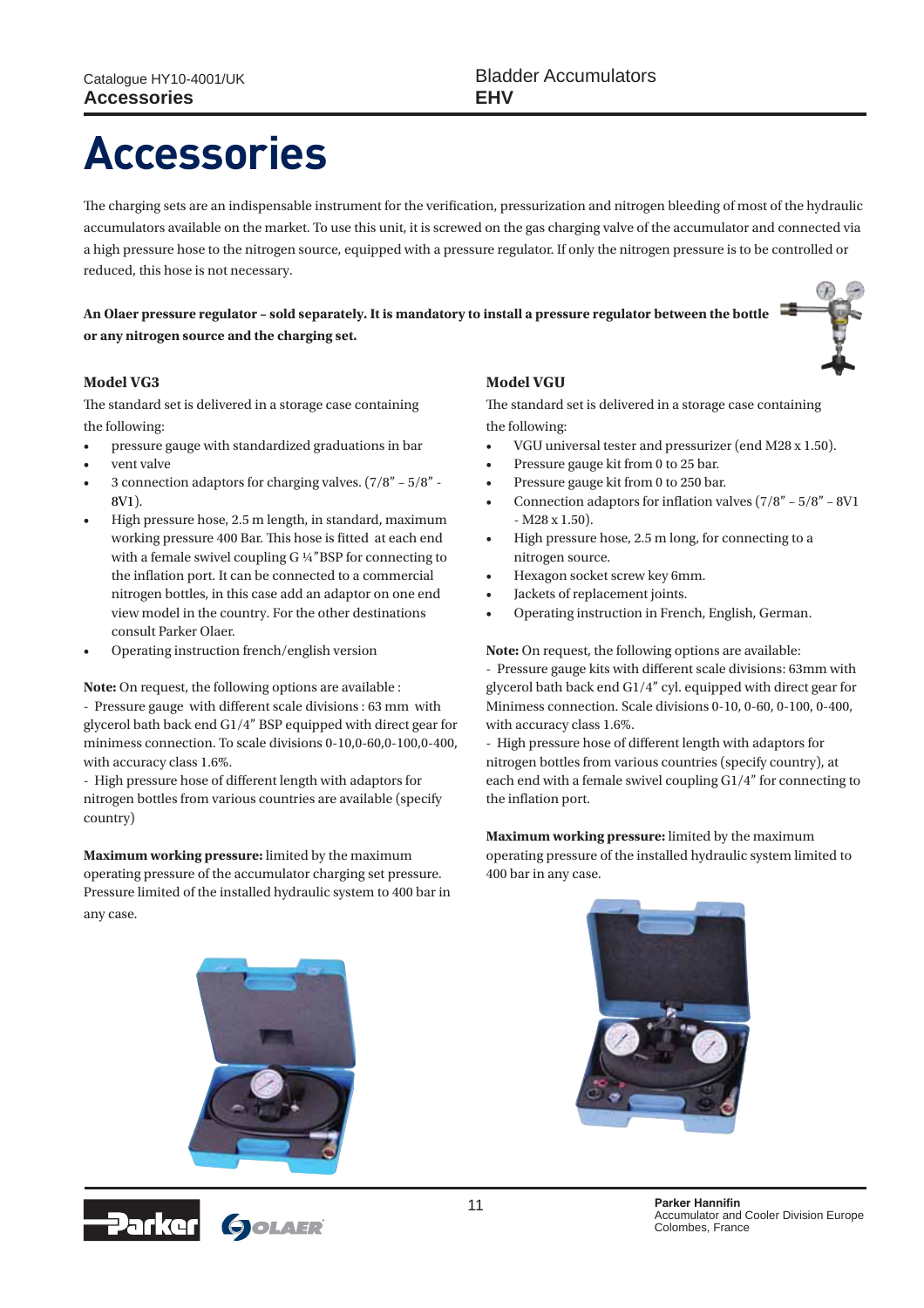# Accessories

The charging sets are an indispensable instrument for the verification, pressurization and nitrogen bleeding of most of the hydraulic accumulators available on the market. To use this unit, it is screwed on the gas charging valve of the accumulator and connected via a high pressure hose to the nitrogen source, equipped with a pressure regulator. If only the nitrogen pressure is to be controlled or reduced, this hose is not necessary.

**An Olaer pressure regulator – sold separately. It is mandatory to install a pressure regulator between the bottle or any nitrogen source and the charging set.**

### Model VG3

The standard set is delivered in a storage case containing the following:

- pressure gauge with standardized graduations in bar
- vent valve
- 3 connection adaptors for charging valves. (7/8" – 5/8" - 8V1).
- High pressure hose, 2.5 m length, in standard, maximum working pressure 400 Bar. This hose is fitted at each end with a female swivel coupling G ¼"BSP for connecting to the inflation port. It can be connected to a commercial nitrogen bottles, in this case add an adaptor on one end view model in the country. For the other destinations consult Parker Olaer.
- Operating instruction french/english version

**Note:** On request, the following options are available :
- Pressure gauge with different scale divisions : 63 mm with glycerol bath back end G1/4" BSP equipped with direct gear for minimess connection. To scale divisions 0-10,0-60,0-100,0-400, with accuracy class 1.6%.
- High pressure hose of different length with adaptors for nitrogen bottles from various countries are available (specify country)

**Maximum working pressure:** limited by the maximum operating pressure of the accumulator charging set pressure. Pressure limited of the installed hydraulic system to 400 bar in any case.

### Model VGU

The standard set is delivered in a storage case containing the following:

- VGU universal tester and pressurizer (end M28 x 1.50).
- Pressure gauge kit from 0 to 25 bar.
- Pressure gauge kit from 0 to 250 bar.
- Connection adaptors for inflation valves (7/8" – 5/8" – 8V1 - M28 x 1.50).
- High pressure hose, 2.5 m long, for connecting to a nitrogen source.
- Hexagon socket screw key 6mm.
- Jackets of replacement joints.
- Operating instruction in French, English, German.

**Note:** On request, the following options are available:
- Pressure gauge kits with different scale divisions: 63mm with glycerol bath back end G1/4" cyl. equipped with direct gear for Minimess connection. Scale divisions 0-10, 0-60, 0-100, 0-400, with accuracy class 1.6%.
- High pressure hose of different length with adaptors for nitrogen bottles from various countries (specify country), at each end with a female swivel coupling G1/4" for connecting to the inflation port.

**Maximum working pressure:** limited by the maximum operating pressure of the installed hydraulic system limited to 400 bar in any case.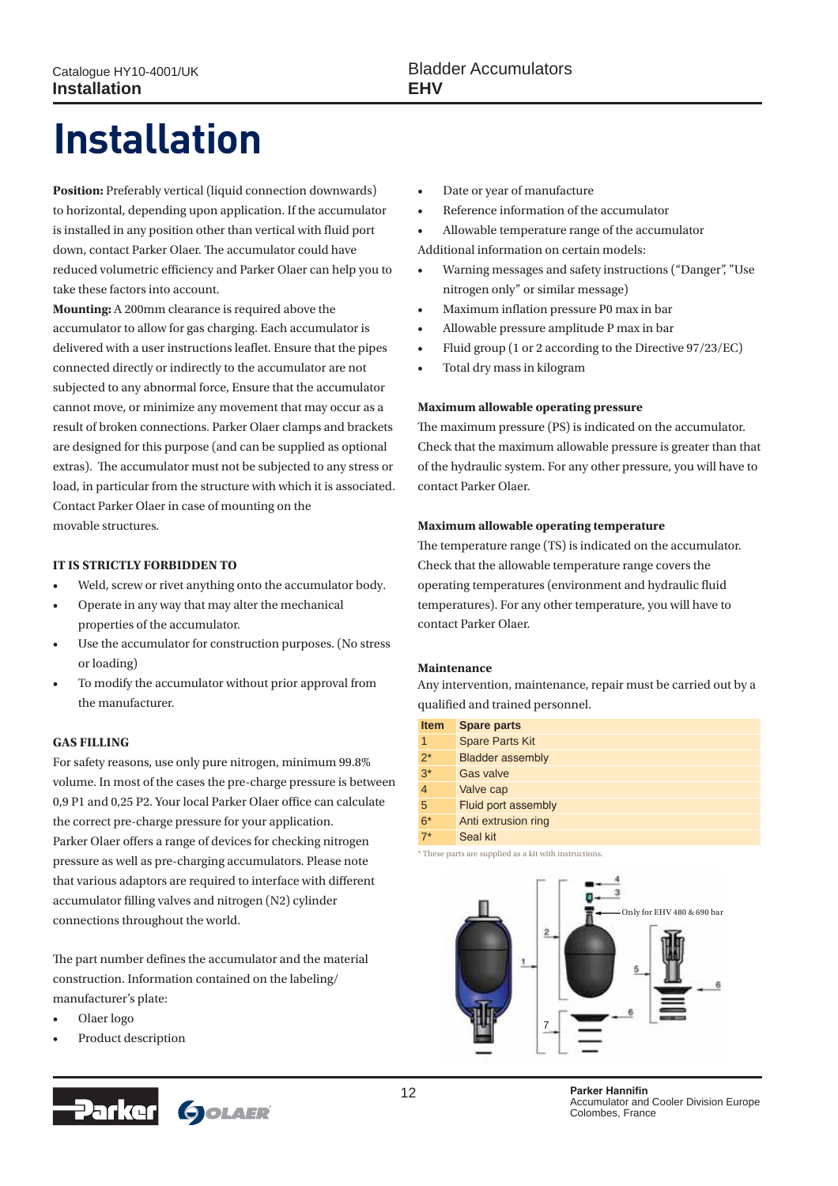# Installation

**Position:** Preferably vertical (liquid connection downwards) to horizontal, depending upon application. If the accumulator is installed in any position other than vertical with fluid port down, contact Parker Olaer. The accumulator could have reduced volumetric efficiency and Parker Olaer can help you to take these factors into account.

**Mounting:** A 200mm clearance is required above the accumulator to allow for gas charging. Each accumulator is delivered with a user instructions leaflet. Ensure that the pipes connected directly or indirectly to the accumulator are not subjected to any abnormal force, Ensure that the accumulator cannot move, or minimize any movement that may occur as a result of broken connections. Parker Olaer clamps and brackets are designed for this purpose (and can be supplied as optional extras). The accumulator must not be subjected to any stress or load, in particular from the structure with which it is associated. Contact Parker Olaer in case of mounting on the movable structures.

#### IT IS STRICTLY FORBIDDEN TO

- Weld, screw or rivet anything onto the accumulator body.
- Operate in any way that may alter the mechanical properties of the accumulator.
- Use the accumulator for construction purposes. (No stress or loading)
- To modify the accumulator without prior approval from the manufacturer.

#### GAS FILLING

For safety reasons, use only pure nitrogen, minimum 99.8% volume. In most of the cases the pre-charge pressure is between 0,9 P1 and 0,25 P2. Your local Parker Olaer office can calculate the correct pre-charge pressure for your application.
Parker Olaer offers a range of devices for checking nitrogen pressure as well as pre-charging accumulators. Please note that various adaptors are required to interface with different accumulator filling valves and nitrogen (N2) cylinder connections throughout the world.

The part number defines the accumulator and the material construction. Information contained on the labeling/ manufacturer's plate:

- Olaer logo
- Product description
- Date or year of manufacture
- Reference information of the accumulator
- Allowable temperature range of the accumulator

Additional information on certain models:

- Warning messages and safety instructions ("Danger", "Use nitrogen only" or similar message)
- Maximum inflation pressure P0 max in bar
- Allowable pressure amplitude P max in bar
- Fluid group (1 or 2 according to the Directive 97/23/EC)
- Total dry mass in kilogram

#### Maximum allowable operating pressure

The maximum pressure (PS) is indicated on the accumulator. Check that the maximum allowable pressure is greater than that of the hydraulic system. For any other pressure, you will have to contact Parker Olaer.

#### Maximum allowable operating temperature

The temperature range (TS) is indicated on the accumulator. Check that the allowable temperature range covers the operating temperatures (environment and hydraulic fluid temperatures). For any other temperature, you will have to contact Parker Olaer.

#### Maintenance

Any intervention, maintenance, repair must be carried out by a qualified and trained personnel.

| Item | Spare parts |
|---|---|
| 1 | Spare Parts Kit |
| 2* | Bladder assembly |
| 3* | Gas valve |
| 4 | Valve cap |
| 5 | Fluid port assembly |
| 6* | Anti extrusion ring |
| 7* | Seal kit |

* These parts are supplied as a kit with instructions.

Only for EHV 480 & 690 bar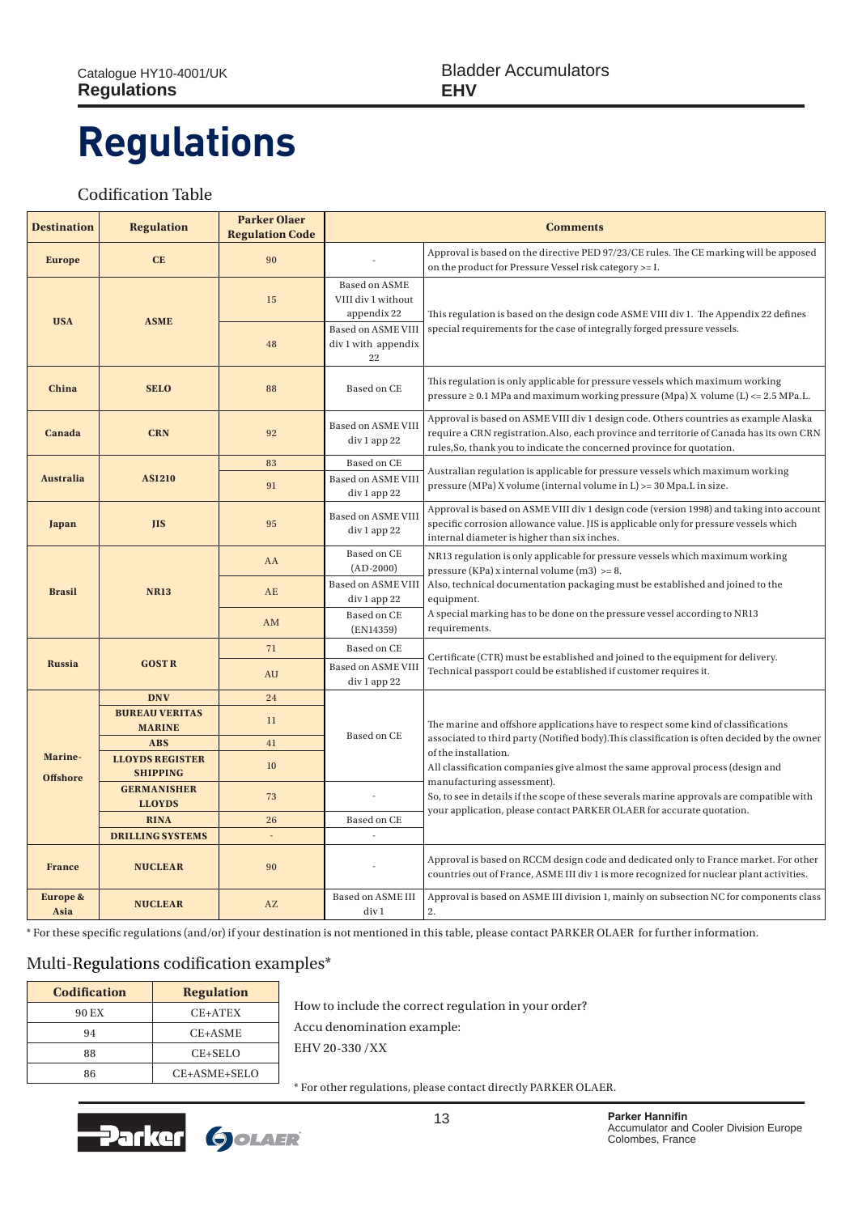# Regulations

## Codification Table

| Destination | Regulation | Parker Olaer Regulation Code | Comments | |
|---|---|---|---|---|
| **Europe** | **CE** | 90 | - | Approval is based on the directive PED 97/23/CE rules. The CE marking will be apposed on the product for Pressure Vessel risk category >= I. |
| **USA** | **ASME** | 15 | Based on ASME VIII div 1 without appendix 22 | This regulation is based on the design code ASME VIII div 1. The Appendix 22 defines special requirements for the case of integrally forged pressure vessels. |
| | | 48 | Based on ASME VIII div 1 with appendix 22 | |
| **China** | **SELO** | 88 | Based on CE | This regulation is only applicable for pressure vessels which maximum working pressure ≥ 0.1 MPa and maximum working pressure (Mpa) X volume (L) <= 2.5 MPa.L. |
| **Canada** | **CRN** | 92 | Based on ASME VIII div 1 app 22 | Approval is based on ASME VIII div 1 design code. Others countries as example Alaska require a CRN registration.Also, each province and territorie of Canada has its own CRN rules,So, thank you to indicate the concerned province for quotation. |
| **Australia** | **AS1210** | 83 | Based on CE | Australian regulation is applicable for pressure vessels which maximum working pressure (MPa) X volume (internal volume in L) >= 30 Mpa.L in size. |
| | | 91 | Based on ASME VIII div 1 app 22 | |
| **Japan** | **JIS** | 95 | Based on ASME VIII div 1 app 22 | Approval is based on ASME VIII div 1 design code (version 1998) and taking into account specific corrosion allowance value. JIS is applicable only for pressure vessels which internal diameter is higher than six inches. |
| **Brasil** | **NR13** | AA | Based on CE (AD-2000) | NR13 regulation is only applicable for pressure vessels which maximum working pressure (KPa) x internal volume (m3) >= 8. Also, technical documentation packaging must be established and joined to the equipment. A special marking has to be done on the pressure vessel according to NR13 requirements. |
| | | AE | Based on ASME VIII div 1 app 22 | |
| | | AM | Based on CE (EN14359) | |
| **Russia** | **GOST R** | 71 | Based on CE | Certificate (CTR) must be established and joined to the equipment for delivery. Technical passport could be established if customer requires it. |
| | | AU | Based on ASME VIII div 1 app 22 | |
| **Marine-Offshore** | **DNV** | 24 | Based on CE | The marine and offshore applications have to respect some kind of classifications associated to third party (Notified body).This classification is often decided by the owner of the installation. All classification companies give almost the same approval process (design and manufacturing assessment). So, to see in details if the scope of these severals marine approvals are compatible with your application, please contact PARKER OLAER for accurate quotation. |
| | **BUREAU VERITAS MARINE** | 11 | Based on CE | |
| | **ABS** | 41 | Based on CE | |
| | **LLOYDS REGISTER SHIPPING** | 10 | Based on CE | |
| | **GERMANISHER LLOYDS** | 73 | - | |
| | **RINA** | 26 | Based on CE | |
| | **DRILLING SYSTEMS** | - | - | |
| **France** | **NUCLEAR** | 90 | - | Approval is based on RCCM design code and dedicated only to France market. For other countries out of France, ASME III div 1 is more recognized for nuclear plant activities. |
| **Europe & Asia** | **NUCLEAR** | AZ | Based on ASME III div 1 | Approval is based on ASME III division 1, mainly on subsection NC for components class 2. |

* For these specific regulations (and/or) if your destination is not mentioned in this table, please contact PARKER OLAER for further information.

## Multi-Regulations codification examples*

| Codification | Regulation |
|---|---|
| 90 EX | CE+ATEX |
| 94 | CE+ASME |
| 88 | CE+SELO |
| 86 | CE+ASME+SELO |

How to include the correct regulation in your order?

Accu denomination example:

EHV 20-330 /XX

* For other regulations, please contact directly PARKER OLAER.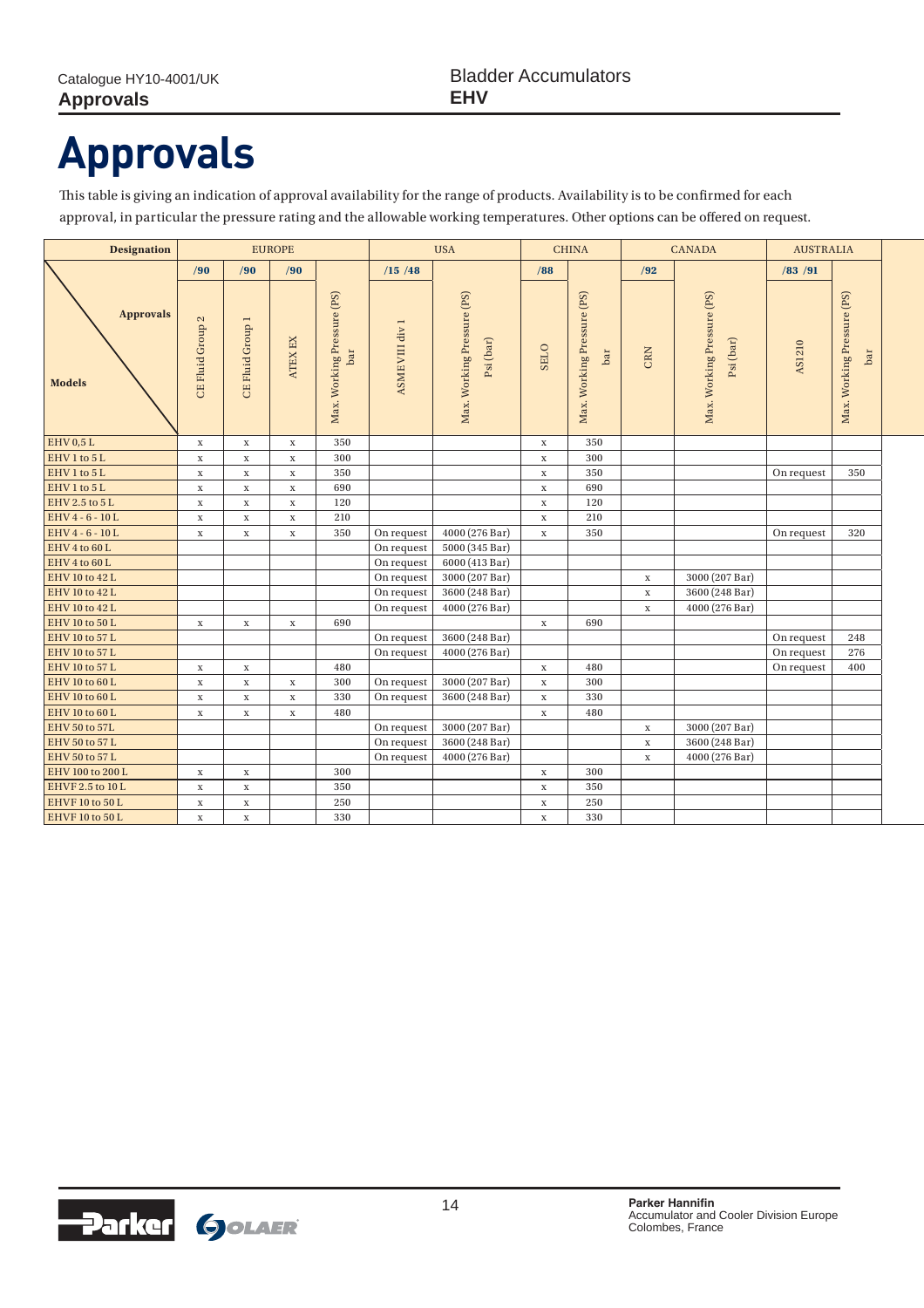# Approvals

This table is giving an indication of approval availability for the range of products. Availability is to be confirmed for each approval, in particular the pressure rating and the allowable working temperatures. Other options can be offered on request.

| Designation | EUROPE | | | | USA | | CHINA | | CANADA | | AUSTRALIA | |
|---|---|---|---|---|---|---|---|---|---|---|---|---|
| | /90 | /90 | /90 | | /15 /48 | | /88 | | /92 | | /83 /91 | |
| Models \ Approvals | CE Fluid Group 2 | CE Fluid Group 1 | ATEX EX | Max. Working Pressure (PS) bar | ASME VIII div 1 | Max. Working Pressure (PS) Psi (bar) | SELO | Max. Working Pressure (PS) bar | CRN | Max. Working Pressure (PS) Psi (bar) | AS1210 | Max. Working Pressure (PS) bar |
| EHV 0,5 L | x | x | x | 350 | | | x | 350 | | | | |
| EHV 1 to 5 L | x | x | x | 300 | | | x | 300 | | | | |
| EHV 1 to 5 L | x | x | x | 350 | | | x | 350 | | | On request | 350 |
| EHV 1 to 5 L | x | x | x | 690 | | | x | 690 | | | | |
| EHV 2.5 to 5 L | x | x | x | 120 | | | x | 120 | | | | |
| EHV 4 - 6 - 10 L | x | x | x | 210 | | | x | 210 | | | | |
| EHV 4 - 6 - 10 L | x | x | x | 350 | On request | 4000 (276 Bar) | x | 350 | | | On request | 320 |
| EHV 4 to 60 L | | | | | On request | 5000 (345 Bar) | | | | | | |
| EHV 4 to 60 L | | | | | On request | 6000 (413 Bar) | | | | | | |
| EHV 10 to 42 L | | | | | On request | 3000 (207 Bar) | | | x | 3000 (207 Bar) | | |
| EHV 10 to 42 L | | | | | On request | 3600 (248 Bar) | | | x | 3600 (248 Bar) | | |
| EHV 10 to 42 L | | | | | On request | 4000 (276 Bar) | | | x | 4000 (276 Bar) | | |
| EHV 10 to 50 L | x | x | x | 690 | | | x | 690 | | | | |
| EHV 10 to 57 L | | | | | On request | 3600 (248 Bar) | | | | | On request | 248 |
| EHV 10 to 57 L | | | | | On request | 4000 (276 Bar) | | | | | On request | 276 |
| EHV 10 to 57 L | x | x | | 480 | | | x | 480 | | | On request | 400 |
| EHV 10 to 60 L | x | x | x | 300 | On request | 3000 (207 Bar) | x | 300 | | | | |
| EHV 10 to 60 L | x | x | x | 330 | On request | 3600 (248 Bar) | x | 330 | | | | |
| EHV 10 to 60 L | x | x | x | 480 | | | x | 480 | | | | |
| EHV 50 to 57L | | | | | On request | 3000 (207 Bar) | | | x | 3000 (207 Bar) | | |
| EHV 50 to 57 L | | | | | On request | 3600 (248 Bar) | | | x | 3600 (248 Bar) | | |
| EHV 50 to 57 L | | | | | On request | 4000 (276 Bar) | | | x | 4000 (276 Bar) | | |
| EHV 100 to 200 L | x | x | | 300 | | | x | 300 | | | | |
| EHVF 2.5 to 10 L | x | x | | 350 | | | x | 350 | | | | |
| EHVF 10 to 50 L | x | x | | 250 | | | x | 250 | | | | |
| EHVF 10 to 50 L | x | x | | 330 | | | x | 330 | | | | |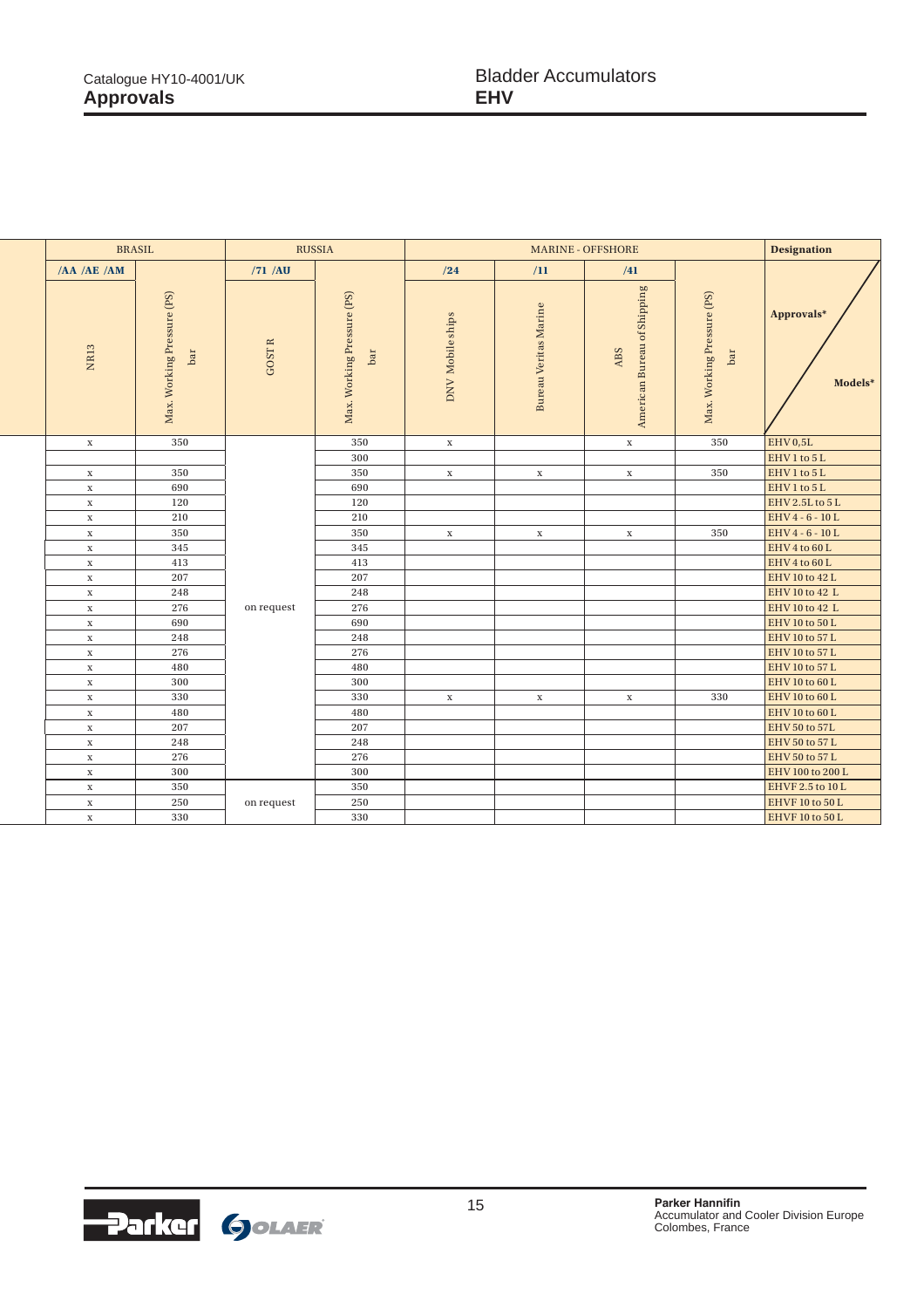Catalogue HY10-4001/UK
**Approvals**

Bladder Accumulators
**EHV**

| BRASIL | | RUSSIA | | MARINE - OFFSHORE | | | | Designation |
|---|---|---|---|---|---|---|---|---|
| /AA /AE /AM | | /71 /AU | | /24 | /11 | /41 | | |
| NR13 | Max. Working Pressure (PS) bar | GOST R | Max. Working Pressure (PS) bar | DNV Mobile ships | Bureau Veritas Marine | ABS American Bureau of Shipping | Max. Working Pressure (PS) bar | Approvals* / Models* |
| x | 350 | on request | 350 | x | | x | 350 | EHV 0,5L |
| | | | 300 | | | | | EHV 1 to 5 L |
| x | 350 | | 350 | x | x | x | 350 | EHV 1 to 5 L |
| x | 690 | | 690 | | | | | EHV 1 to 5 L |
| x | 120 | | 120 | | | | | EHV 2.5L to 5 L |
| x | 210 | | 210 | | | | | EHV 4 - 6 - 10 L |
| x | 350 | | 350 | x | x | x | 350 | EHV 4 - 6 - 10 L |
| x | 345 | | 345 | | | | | EHV 4 to 60 L |
| x | 413 | | 413 | | | | | EHV 4 to 60 L |
| x | 207 | | 207 | | | | | EHV 10 to 42 L |
| x | 248 | | 248 | | | | | EHV 10 to 42 L |
| x | 276 | | 276 | | | | | EHV 10 to 42 L |
| x | 690 | | 690 | | | | | EHV 10 to 50 L |
| x | 248 | | 248 | | | | | EHV 10 to 57 L |
| x | 276 | | 276 | | | | | EHV 10 to 57 L |
| x | 480 | | 480 | | | | | EHV 10 to 57 L |
| x | 300 | | 300 | | | | | EHV 10 to 60 L |
| x | 330 | | 330 | x | x | x | 330 | EHV 10 to 60 L |
| x | 480 | | 480 | | | | | EHV 10 to 60 L |
| x | 207 | | 207 | | | | | EHV 50 to 57L |
| x | 248 | | 248 | | | | | EHV 50 to 57 L |
| x | 276 | | 276 | | | | | EHV 50 to 57 L |
| x | 300 | | 300 | | | | | EHV 100 to 200 L |
| x | 350 | on request | 350 | | | | | EHVF 2.5 to 10 L |
| x | 250 | | 250 | | | | | EHVF 10 to 50 L |
| x | 330 | | 330 | | | | | EHVF 10 to 50 L |

**Parker Hannifin**
Accumulator and Cooler Division Europe
Colombes, France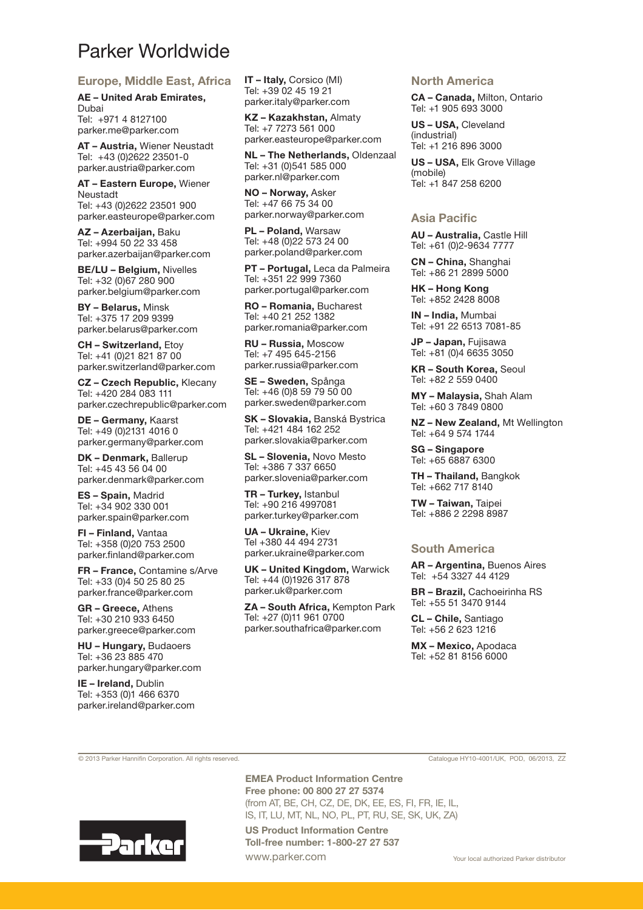# Parker Worldwide

## Europe, Middle East, Africa

**AE – United Arab Emirates,** Dubai
Tel: +971 4 8127100
parker.me@parker.com

**AT – Austria,** Wiener Neustadt
Tel: +43 (0)2622 23501-0
parker.austria@parker.com

**AT – Eastern Europe,** Wiener Neustadt
Tel: +43 (0)2622 23501 900
parker.easteurope@parker.com

**AZ – Azerbaijan,** Baku
Tel: +994 50 22 33 458
parker.azerbaijan@parker.com

**BE/LU – Belgium,** Nivelles
Tel: +32 (0)67 280 900
parker.belgium@parker.com

**BY – Belarus,** Minsk
Tel: +375 17 209 9399
parker.belarus@parker.com

**CH – Switzerland,** Etoy
Tel: +41 (0)21 821 87 00
parker.switzerland@parker.com

**CZ – Czech Republic,** Klecany
Tel: +420 284 083 111
parker.czechrepublic@parker.com

**DE – Germany,** Kaarst
Tel: +49 (0)2131 4016 0
parker.germany@parker.com

**DK – Denmark,** Ballerup
Tel: +45 43 56 04 00
parker.denmark@parker.com

**ES – Spain,** Madrid
Tel: +34 902 330 001
parker.spain@parker.com

**FI – Finland,** Vantaa
Tel: +358 (0)20 753 2500
parker.finland@parker.com

**FR – France,** Contamine s/Arve
Tel: +33 (0)4 50 25 80 25
parker.france@parker.com

**GR – Greece,** Athens
Tel: +30 210 933 6450
parker.greece@parker.com

**HU – Hungary,** Budaoers
Tel: +36 23 885 470
parker.hungary@parker.com

**IE – Ireland,** Dublin
Tel: +353 (0)1 466 6370
parker.ireland@parker.com

**IT – Italy,** Corsico (MI)
Tel: +39 02 45 19 21
parker.italy@parker.com

**KZ – Kazakhstan,** Almaty
Tel: +7 7273 561 000
parker.easteurope@parker.com

**NL – The Netherlands,** Oldenzaal
Tel: +31 (0)541 585 000
parker.nl@parker.com

**NO – Norway,** Asker
Tel: +47 66 75 34 00
parker.norway@parker.com

**PL – Poland,** Warsaw
Tel: +48 (0)22 573 24 00
parker.poland@parker.com

**PT – Portugal,** Leca da Palmeira
Tel: +351 22 999 7360
parker.portugal@parker.com

**RO – Romania,** Bucharest
Tel: +40 21 252 1382
parker.romania@parker.com

**RU – Russia,** Moscow
Tel: +7 495 645-2156
parker.russia@parker.com

**SE – Sweden,** Spånga
Tel: +46 (0)8 59 79 50 00
parker.sweden@parker.com

**SK – Slovakia,** Banská Bystrica
Tel: +421 484 162 252
parker.slovakia@parker.com

**SL – Slovenia,** Novo Mesto
Tel: +386 7 337 6650
parker.slovenia@parker.com

**TR – Turkey,** Istanbul
Tel: +90 216 4997081
parker.turkey@parker.com

**UA – Ukraine,** Kiev
Tel +380 44 494 2731
parker.ukraine@parker.com

**UK – United Kingdom,** Warwick
Tel: +44 (0)1926 317 878
parker.uk@parker.com

**ZA – South Africa,** Kempton Park
Tel: +27 (0)11 961 0700
parker.southafrica@parker.com

## North America

**CA – Canada,** Milton, Ontario
Tel: +1 905 693 3000

**US – USA,** Cleveland (industrial)
Tel: +1 216 896 3000

**US – USA,** Elk Grove Village (mobile)
Tel: +1 847 258 6200

## Asia Pacific

**AU – Australia,** Castle Hill
Tel: +61 (0)2-9634 7777

**CN – China,** Shanghai
Tel: +86 21 2899 5000

**HK – Hong Kong**
Tel: +852 2428 8008

**IN – India,** Mumbai
Tel: +91 22 6513 7081-85

**JP – Japan,** Fujisawa
Tel: +81 (0)4 6635 3050

**KR – South Korea,** Seoul
Tel: +82 2 559 0400

**MY – Malaysia,** Shah Alam
Tel: +60 3 7849 0800

**NZ – New Zealand,** Mt Wellington
Tel: +64 9 574 1744

**SG – Singapore**
Tel: +65 6887 6300

**TH – Thailand,** Bangkok
Tel: +662 717 8140

**TW – Taiwan,** Taipei
Tel: +886 2 2298 8987

## South America

**AR – Argentina,** Buenos Aires
Tel: +54 3327 44 4129

**BR – Brazil,** Cachoeirinha RS
Tel: +55 51 3470 9144

**CL – Chile,** Santiago
Tel: +56 2 623 1216

**MX – Mexico,** Apodaca
Tel: +52 81 8156 6000

© 2013 Parker Hannifin Corporation. All rights reserved.

Catalogue HY10-4001/UK, POD, 06/2013, ZZ

**EMEA Product Information Centre**
**Free phone: 00 800 27 27 5374**
(from AT, BE, CH, CZ, DE, DK, EE, ES, FI, FR, IE, IL, IS, IT, LU, MT, NL, NO, PL, PT, RU, SE, SK, UK, ZA)

**US Product Information Centre**
**Toll-free number: 1-800-27 27 537**

www.parker.com

Your local authorized Parker distributor